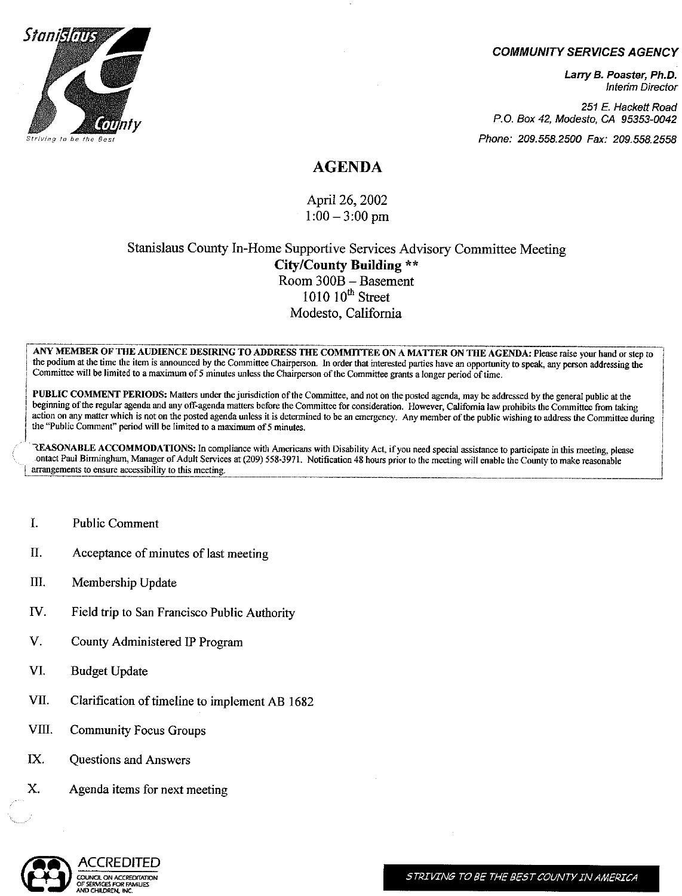Stanislaus County
*Striving to be the Best*

***COMMUNITY SERVICES AGENCY***

***Larry B. Poaster, Ph.D.***
*Interim Director*

*251 E. Hackett Road*
*P.O. Box 42, Modesto, CA 95353-0042*

*Phone: 209.558.2500 Fax: 209.558.2558*

# AGENDA

April 26, 2002
1:00 – 3:00 pm

Stanislaus County In-Home Supportive Services Advisory Committee Meeting
**City/County Building \*\***
Room 300B – Basement
1010 10th Street
Modesto, California

**ANY MEMBER OF THE AUDIENCE DESIRING TO ADDRESS THE COMMITTEE ON A MATTER ON THE AGENDA:** Please raise your hand or step to the podium at the time the item is announced by the Committee Chairperson. In order that interested parties have an opportunity to speak, any person addressing the Committee will be limited to a maximum of 5 minutes unless the Chairperson of the Committee grants a longer period of time.

**PUBLIC COMMENT PERIODS:** Matters under the jurisdiction of the Committee, and not on the posted agenda, may be addressed by the general public at the beginning of the regular agenda and any off-agenda matters before the Committee for consideration. However, California law prohibits the Committee from taking action on any matter which is not on the posted agenda unless it is determined to be an emergency. Any member of the public wishing to address the Committee during the "Public Comment" period will be limited to a maximum of 5 minutes.

**REASONABLE ACCOMMODATIONS:** In compliance with Americans with Disability Act, if you need special assistance to participate in this meeting, please contact Paul Birmingham, Manager of Adult Services at (209) 558-3971. Notification 48 hours prior to the meeting will enable the County to make reasonable arrangements to ensure accessibility to this meeting.

I. Public Comment

II. Acceptance of minutes of last meeting

III. Membership Update

IV. Field trip to San Francisco Public Authority

V. County Administered IP Program

VI. Budget Update

VII. Clarification of timeline to implement AB 1682

VIII. Community Focus Groups

IX. Questions and Answers

X. Agenda items for next meeting

ACCREDITED
COUNCIL ON ACCREDITATION OF SERVICES FOR FAMILIES AND CHILDREN, INC.

*STRIVING TO BE THE BEST COUNTY IN AMERICA*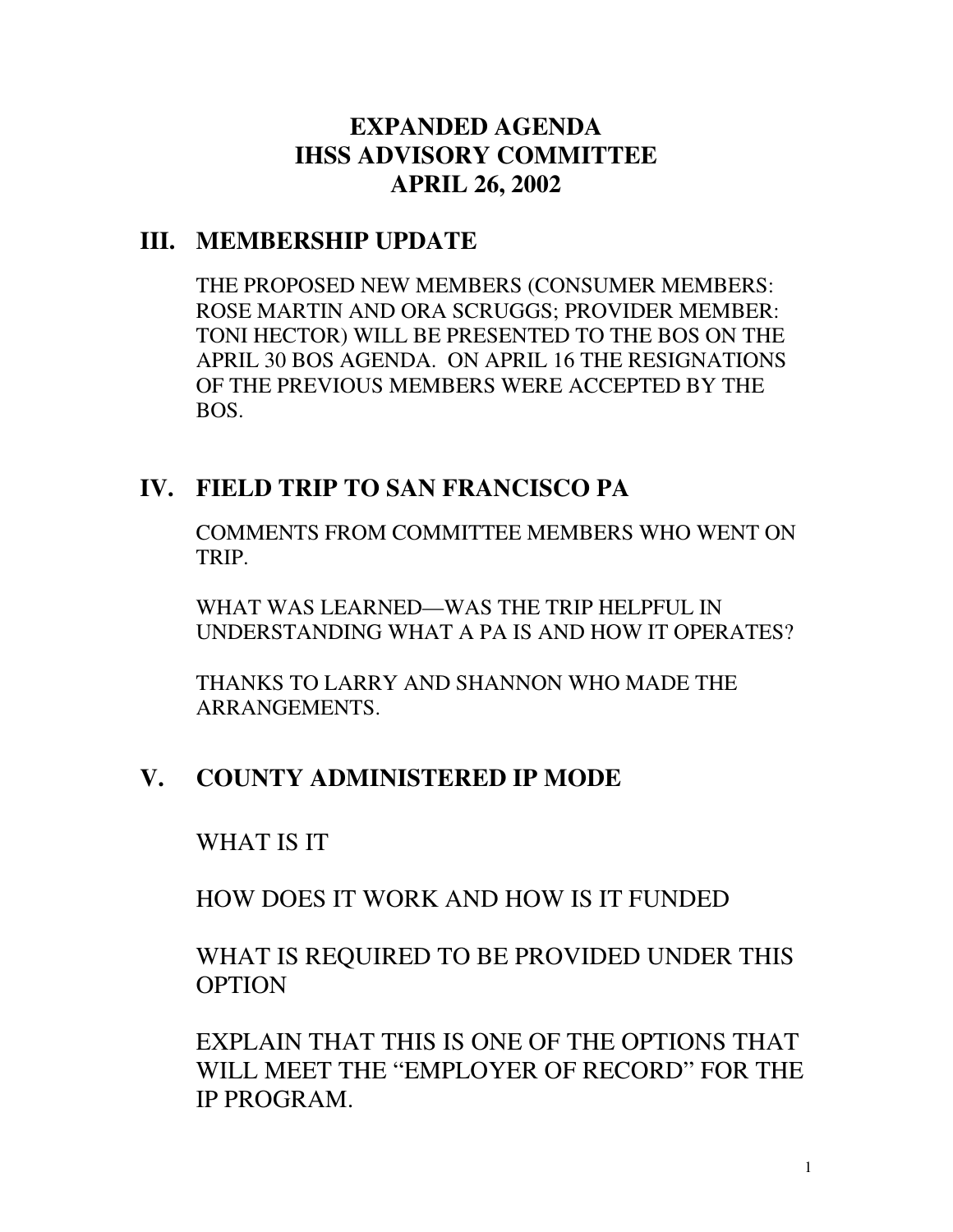# EXPANDED AGENDA
# IHSS ADVISORY COMMITTEE
# APRIL 26, 2002

## III. MEMBERSHIP UPDATE

THE PROPOSED NEW MEMBERS (CONSUMER MEMBERS: ROSE MARTIN AND ORA SCRUGGS; PROVIDER MEMBER: TONI HECTOR) WILL BE PRESENTED TO THE BOS ON THE APRIL 30 BOS AGENDA. ON APRIL 16 THE RESIGNATIONS OF THE PREVIOUS MEMBERS WERE ACCEPTED BY THE BOS.

## IV. FIELD TRIP TO SAN FRANCISCO PA

COMMENTS FROM COMMITTEE MEMBERS WHO WENT ON TRIP.

WHAT WAS LEARNED—WAS THE TRIP HELPFUL IN UNDERSTANDING WHAT A PA IS AND HOW IT OPERATES?

THANKS TO LARRY AND SHANNON WHO MADE THE ARRANGEMENTS.

## V. COUNTY ADMINISTERED IP MODE

WHAT IS IT

HOW DOES IT WORK AND HOW IS IT FUNDED

WHAT IS REQUIRED TO BE PROVIDED UNDER THIS OPTION

EXPLAIN THAT THIS IS ONE OF THE OPTIONS THAT WILL MEET THE "EMPLOYER OF RECORD" FOR THE IP PROGRAM.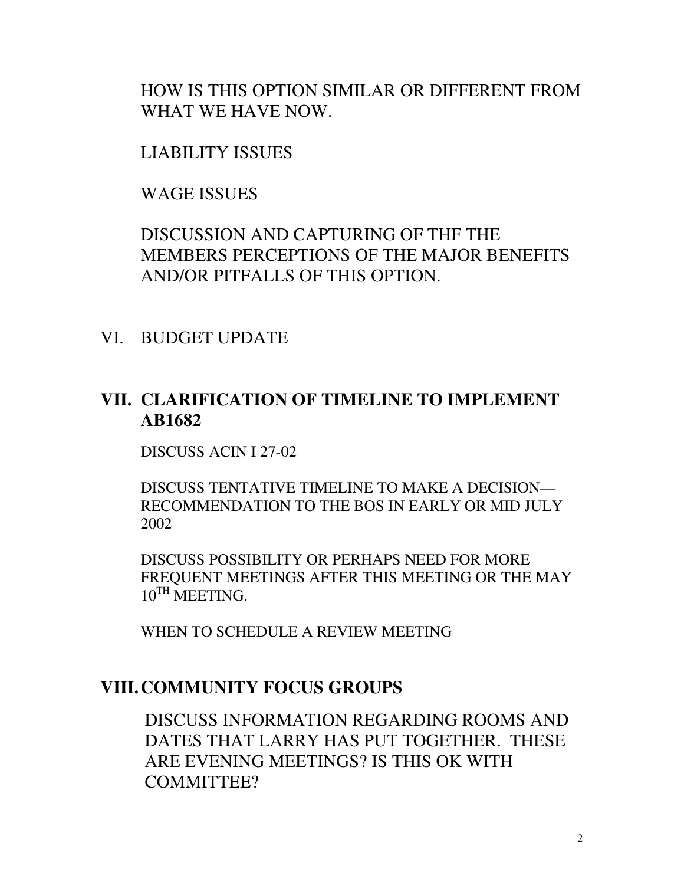HOW IS THIS OPTION SIMILAR OR DIFFERENT FROM WHAT WE HAVE NOW.

LIABILITY ISSUES

WAGE ISSUES

DISCUSSION AND CAPTURING OF THF THE MEMBERS PERCEPTIONS OF THE MAJOR BENEFITS AND/OR PITFALLS OF THIS OPTION.

VI. BUDGET UPDATE

## VII. CLARIFICATION OF TIMELINE TO IMPLEMENT AB1682

DISCUSS ACIN I 27-02

DISCUSS TENTATIVE TIMELINE TO MAKE A DECISION—RECOMMENDATION TO THE BOS IN EARLY OR MID JULY 2002

DISCUSS POSSIBILITY OR PERHAPS NEED FOR MORE FREQUENT MEETINGS AFTER THIS MEETING OR THE MAY 10TH MEETING.

WHEN TO SCHEDULE A REVIEW MEETING

## VIII. COMMUNITY FOCUS GROUPS

DISCUSS INFORMATION REGARDING ROOMS AND DATES THAT LARRY HAS PUT TOGETHER. THESE ARE EVENING MEETINGS? IS THIS OK WITH COMMITTEE?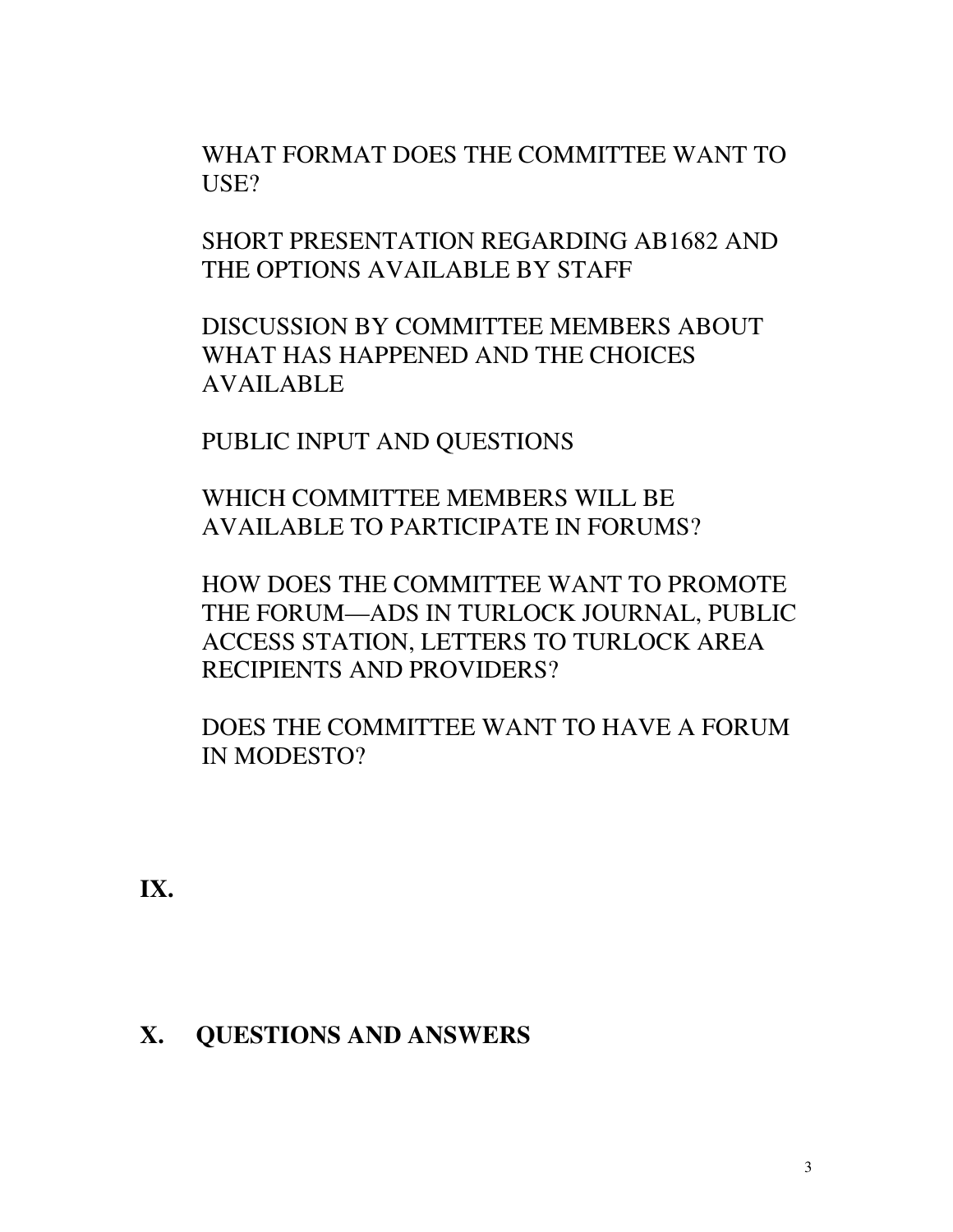WHAT FORMAT DOES THE COMMITTEE WANT TO USE?

SHORT PRESENTATION REGARDING AB1682 AND THE OPTIONS AVAILABLE BY STAFF

DISCUSSION BY COMMITTEE MEMBERS ABOUT WHAT HAS HAPPENED AND THE CHOICES AVAILABLE

PUBLIC INPUT AND QUESTIONS

WHICH COMMITTEE MEMBERS WILL BE AVAILABLE TO PARTICIPATE IN FORUMS?

HOW DOES THE COMMITTEE WANT TO PROMOTE THE FORUM—ADS IN TURLOCK JOURNAL, PUBLIC ACCESS STATION, LETTERS TO TURLOCK AREA RECIPIENTS AND PROVIDERS?

DOES THE COMMITTEE WANT TO HAVE A FORUM IN MODESTO?

**IX.**

## X. QUESTIONS AND ANSWERS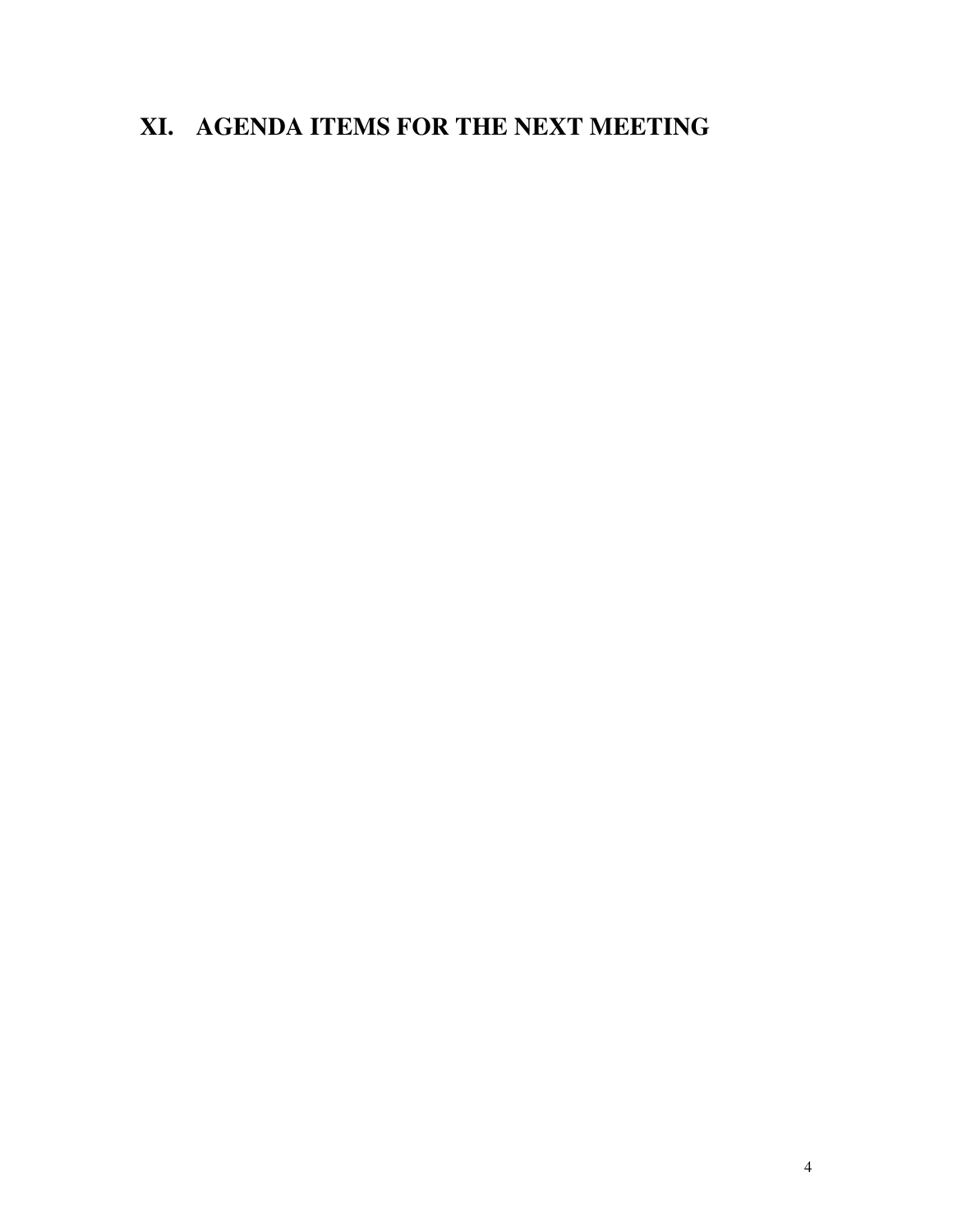# XI. AGENDA ITEMS FOR THE NEXT MEETING